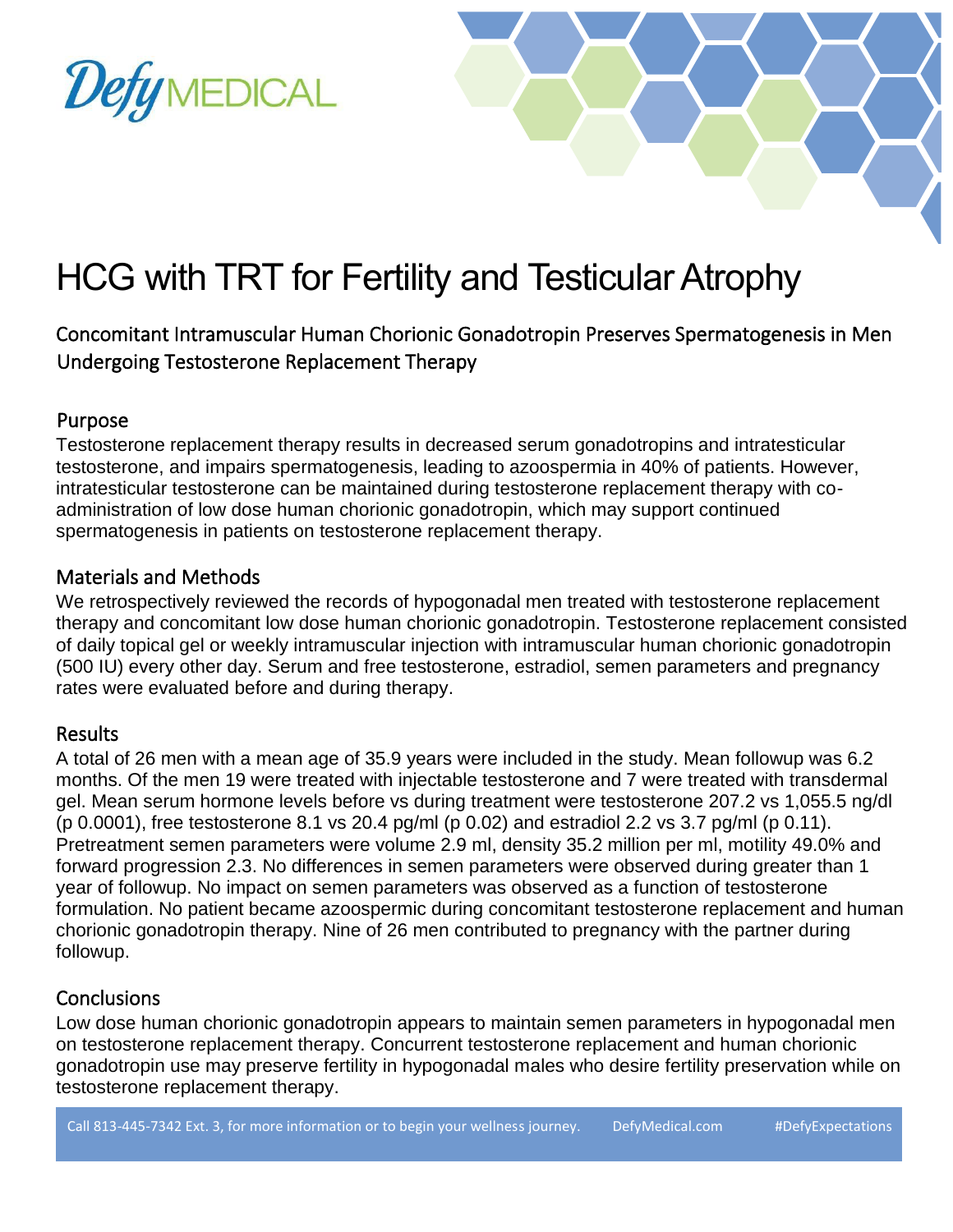DefyMEDICAL

# HCG with TRT for Fertility and Testicular Atrophy

Concomitant Intramuscular Human Chorionic Gonadotropin Preserves Spermatogenesis in Men Undergoing Testosterone Replacement Therapy

## Purpose

Testosterone replacement therapy results in decreased serum gonadotropins and intratesticular testosterone, and impairs spermatogenesis, leading to azoospermia in 40% of patients. However, intratesticular testosterone can be maintained during testosterone replacement therapy with co-administration of low dose human chorionic gonadotropin, which may support continued spermatogenesis in patients on testosterone replacement therapy.

## Materials and Methods

We retrospectively reviewed the records of hypogonadal men treated with testosterone replacement therapy and concomitant low dose human chorionic gonadotropin. Testosterone replacement consisted of daily topical gel or weekly intramuscular injection with intramuscular human chorionic gonadotropin (500 IU) every other day. Serum and free testosterone, estradiol, semen parameters and pregnancy rates were evaluated before and during therapy.

## Results

A total of 26 men with a mean age of 35.9 years were included in the study. Mean followup was 6.2 months. Of the men 19 were treated with injectable testosterone and 7 were treated with transdermal gel. Mean serum hormone levels before vs during treatment were testosterone 207.2 vs 1,055.5 ng/dl (p 0.0001), free testosterone 8.1 vs 20.4 pg/ml (p 0.02) and estradiol 2.2 vs 3.7 pg/ml (p 0.11). Pretreatment semen parameters were volume 2.9 ml, density 35.2 million per ml, motility 49.0% and forward progression 2.3. No differences in semen parameters were observed during greater than 1 year of followup. No impact on semen parameters was observed as a function of testosterone formulation. No patient became azoospermic during concomitant testosterone replacement and human chorionic gonadotropin therapy. Nine of 26 men contributed to pregnancy with the partner during followup.

## Conclusions

Low dose human chorionic gonadotropin appears to maintain semen parameters in hypogonadal men on testosterone replacement therapy. Concurrent testosterone replacement and human chorionic gonadotropin use may preserve fertility in hypogonadal males who desire fertility preservation while on testosterone replacement therapy.

Call 813-445-7342 Ext. 3, for more information or to begin your wellness journey. DefyMedical.com #DefyExpectations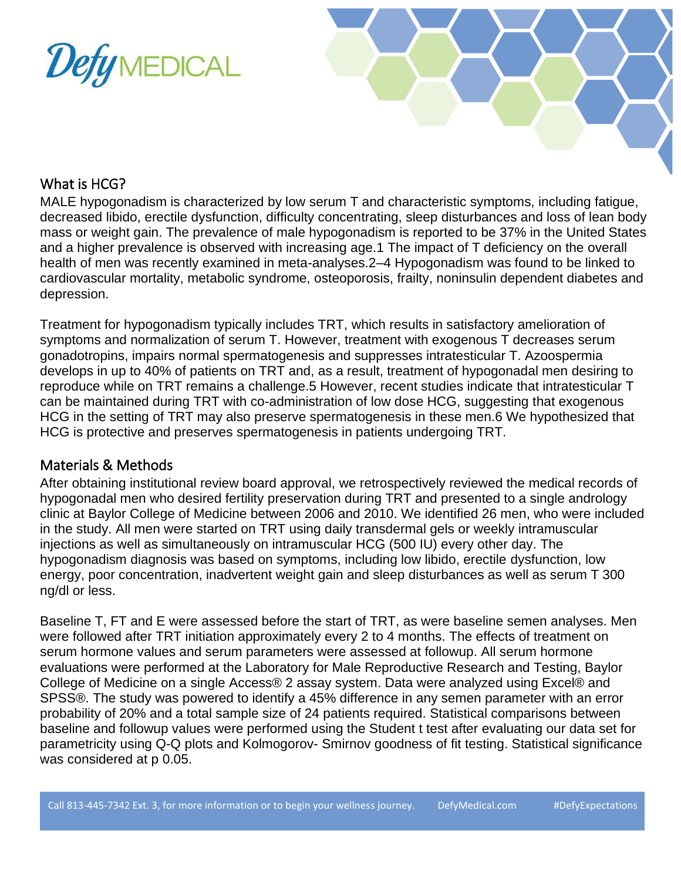## What is HCG?

MALE hypogonadism is characterized by low serum T and characteristic symptoms, including fatigue, decreased libido, erectile dysfunction, difficulty concentrating, sleep disturbances and loss of lean body mass or weight gain. The prevalence of male hypogonadism is reported to be 37% in the United States and a higher prevalence is observed with increasing age.1 The impact of T deficiency on the overall health of men was recently examined in meta-analyses.2–4 Hypogonadism was found to be linked to cardiovascular mortality, metabolic syndrome, osteoporosis, frailty, noninsulin dependent diabetes and depression.

Treatment for hypogonadism typically includes TRT, which results in satisfactory amelioration of symptoms and normalization of serum T. However, treatment with exogenous T decreases serum gonadotropins, impairs normal spermatogenesis and suppresses intratesticular T. Azoospermia develops in up to 40% of patients on TRT and, as a result, treatment of hypogonadal men desiring to reproduce while on TRT remains a challenge.5 However, recent studies indicate that intratesticular T can be maintained during TRT with co-administration of low dose HCG, suggesting that exogenous HCG in the setting of TRT may also preserve spermatogenesis in these men.6 We hypothesized that HCG is protective and preserves spermatogenesis in patients undergoing TRT.

## Materials & Methods

After obtaining institutional review board approval, we retrospectively reviewed the medical records of hypogonadal men who desired fertility preservation during TRT and presented to a single andrology clinic at Baylor College of Medicine between 2006 and 2010. We identified 26 men, who were included in the study. All men were started on TRT using daily transdermal gels or weekly intramuscular injections as well as simultaneously on intramuscular HCG (500 IU) every other day. The hypogonadism diagnosis was based on symptoms, including low libido, erectile dysfunction, low energy, poor concentration, inadvertent weight gain and sleep disturbances as well as serum T 300 ng/dl or less.

Baseline T, FT and E were assessed before the start of TRT, as were baseline semen analyses. Men were followed after TRT initiation approximately every 2 to 4 months. The effects of treatment on serum hormone values and serum parameters were assessed at followup. All serum hormone evaluations were performed at the Laboratory for Male Reproductive Research and Testing, Baylor College of Medicine on a single Access® 2 assay system. Data were analyzed using Excel® and SPSS®. The study was powered to identify a 45% difference in any semen parameter with an error probability of 20% and a total sample size of 24 patients required. Statistical comparisons between baseline and followup values were performed using the Student t test after evaluating our data set for parametricity using Q-Q plots and Kolmogorov- Smirnov goodness of fit testing. Statistical significance was considered at p 0.05.

Call 813-445-7342 Ext. 3, for more information or to begin your wellness journey. DefyMedical.com #DefyExpectations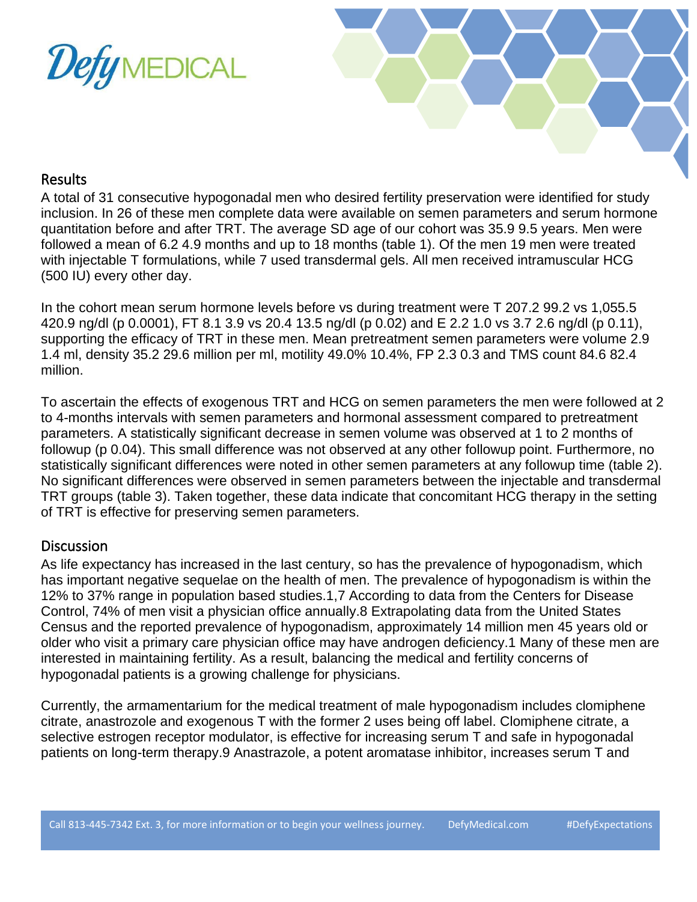## Results

A total of 31 consecutive hypogonadal men who desired fertility preservation were identified for study inclusion. In 26 of these men complete data were available on semen parameters and serum hormone quantitation before and after TRT. The average SD age of our cohort was 35.9 9.5 years. Men were followed a mean of 6.2 4.9 months and up to 18 months (table 1). Of the men 19 men were treated with injectable T formulations, while 7 used transdermal gels. All men received intramuscular HCG (500 IU) every other day.

In the cohort mean serum hormone levels before vs during treatment were T 207.2 99.2 vs 1,055.5 420.9 ng/dl (p 0.0001), FT 8.1 3.9 vs 20.4 13.5 ng/dl (p 0.02) and E 2.2 1.0 vs 3.7 2.6 ng/dl (p 0.11), supporting the efficacy of TRT in these men. Mean pretreatment semen parameters were volume 2.9 1.4 ml, density 35.2 29.6 million per ml, motility 49.0% 10.4%, FP 2.3 0.3 and TMS count 84.6 82.4 million.

To ascertain the effects of exogenous TRT and HCG on semen parameters the men were followed at 2 to 4-months intervals with semen parameters and hormonal assessment compared to pretreatment parameters. A statistically significant decrease in semen volume was observed at 1 to 2 months of followup (p 0.04). This small difference was not observed at any other followup point. Furthermore, no statistically significant differences were noted in other semen parameters at any followup time (table 2). No significant differences were observed in semen parameters between the injectable and transdermal TRT groups (table 3). Taken together, these data indicate that concomitant HCG therapy in the setting of TRT is effective for preserving semen parameters.

## Discussion

As life expectancy has increased in the last century, so has the prevalence of hypogonadism, which has important negative sequelae on the health of men. The prevalence of hypogonadism is within the 12% to 37% range in population based studies.[1,7] According to data from the Centers for Disease Control, 74% of men visit a physician office annually.[8] Extrapolating data from the United States Census and the reported prevalence of hypogonadism, approximately 14 million men 45 years old or older who visit a primary care physician office may have androgen deficiency.[1] Many of these men are interested in maintaining fertility. As a result, balancing the medical and fertility concerns of hypogonadal patients is a growing challenge for physicians.

Currently, the armamentarium for the medical treatment of male hypogonadism includes clomiphene citrate, anastrozole and exogenous T with the former 2 uses being off label. Clomiphene citrate, a selective estrogen receptor modulator, is effective for increasing serum T and safe in hypogonadal patients on long-term therapy.[9] Anastrazole, a potent aromatase inhibitor, increases serum T and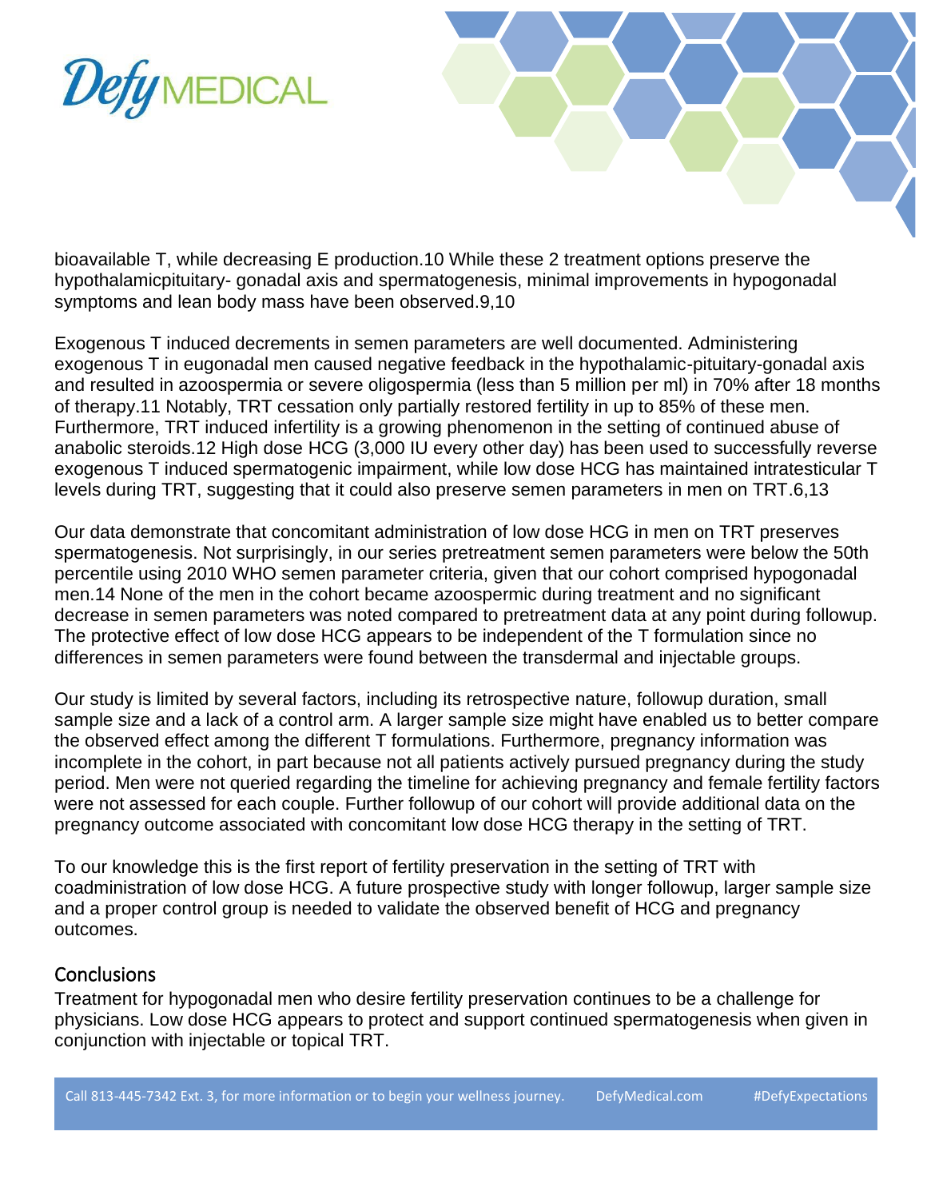bioavailable T, while decreasing E production.10 While these 2 treatment options preserve the hypothalamicpituitary- gonadal axis and spermatogenesis, minimal improvements in hypogonadal symptoms and lean body mass have been observed.9,10

Exogenous T induced decrements in semen parameters are well documented. Administering exogenous T in eugonadal men caused negative feedback in the hypothalamic-pituitary-gonadal axis and resulted in azoospermia or severe oligospermia (less than 5 million per ml) in 70% after 18 months of therapy.11 Notably, TRT cessation only partially restored fertility in up to 85% of these men. Furthermore, TRT induced infertility is a growing phenomenon in the setting of continued abuse of anabolic steroids.12 High dose HCG (3,000 IU every other day) has been used to successfully reverse exogenous T induced spermatogenic impairment, while low dose HCG has maintained intratesticular T levels during TRT, suggesting that it could also preserve semen parameters in men on TRT.6,13

Our data demonstrate that concomitant administration of low dose HCG in men on TRT preserves spermatogenesis. Not surprisingly, in our series pretreatment semen parameters were below the 50th percentile using 2010 WHO semen parameter criteria, given that our cohort comprised hypogonadal men.14 None of the men in the cohort became azoospermic during treatment and no significant decrease in semen parameters was noted compared to pretreatment data at any point during followup. The protective effect of low dose HCG appears to be independent of the T formulation since no differences in semen parameters were found between the transdermal and injectable groups.

Our study is limited by several factors, including its retrospective nature, followup duration, small sample size and a lack of a control arm. A larger sample size might have enabled us to better compare the observed effect among the different T formulations. Furthermore, pregnancy information was incomplete in the cohort, in part because not all patients actively pursued pregnancy during the study period. Men were not queried regarding the timeline for achieving pregnancy and female fertility factors were not assessed for each couple. Further followup of our cohort will provide additional data on the pregnancy outcome associated with concomitant low dose HCG therapy in the setting of TRT.

To our knowledge this is the first report of fertility preservation in the setting of TRT with coadministration of low dose HCG. A future prospective study with longer followup, larger sample size and a proper control group is needed to validate the observed benefit of HCG and pregnancy outcomes.

## Conclusions

Treatment for hypogonadal men who desire fertility preservation continues to be a challenge for physicians. Low dose HCG appears to protect and support continued spermatogenesis when given in conjunction with injectable or topical TRT.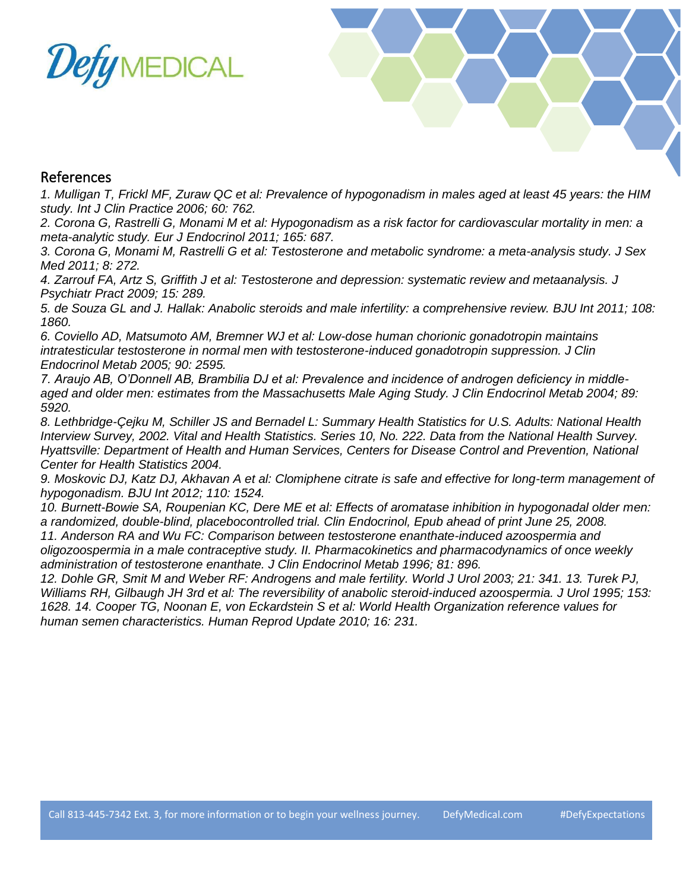## References

*1. Mulligan T, Frickl MF, Zuraw QC et al: Prevalence of hypogonadism in males aged at least 45 years: the HIM study. Int J Clin Practice 2006; 60: 762.*

*2. Corona G, Rastrelli G, Monami M et al: Hypogonadism as a risk factor for cardiovascular mortality in men: a meta-analytic study. Eur J Endocrinol 2011; 165: 687.*

*3. Corona G, Monami M, Rastrelli G et al: Testosterone and metabolic syndrome: a meta-analysis study. J Sex Med 2011; 8: 272.*

*4. Zarrouf FA, Artz S, Griffith J et al: Testosterone and depression: systematic review and metaanalysis. J Psychiatr Pract 2009; 15: 289.*

*5. de Souza GL and J. Hallak: Anabolic steroids and male infertility: a comprehensive review. BJU Int 2011; 108: 1860.*

*6. Coviello AD, Matsumoto AM, Bremner WJ et al: Low-dose human chorionic gonadotropin maintains intratesticular testosterone in normal men with testosterone-induced gonadotropin suppression. J Clin Endocrinol Metab 2005; 90: 2595.*

*7. Araujo AB, O'Donnell AB, Brambilia DJ et al: Prevalence and incidence of androgen deficiency in middle-aged and older men: estimates from the Massachusetts Male Aging Study. J Clin Endocrinol Metab 2004; 89: 5920.*

*8. Lethbridge-Çejku M, Schiller JS and Bernadel L: Summary Health Statistics for U.S. Adults: National Health Interview Survey, 2002. Vital and Health Statistics. Series 10, No. 222. Data from the National Health Survey. Hyattsville: Department of Health and Human Services, Centers for Disease Control and Prevention, National Center for Health Statistics 2004.*

*9. Moskovic DJ, Katz DJ, Akhavan A et al: Clomiphene citrate is safe and effective for long-term management of hypogonadism. BJU Int 2012; 110: 1524.*

*10. Burnett-Bowie SA, Roupenian KC, Dere ME et al: Effects of aromatase inhibition in hypogonadal older men: a randomized, double-blind, placebocontrolled trial. Clin Endocrinol, Epub ahead of print June 25, 2008.*

*11. Anderson RA and Wu FC: Comparison between testosterone enanthate-induced azoospermia and oligozoospermia in a male contraceptive study. II. Pharmacokinetics and pharmacodynamics of once weekly administration of testosterone enanthate. J Clin Endocrinol Metab 1996; 81: 896.*

*12. Dohle GR, Smit M and Weber RF: Androgens and male fertility. World J Urol 2003; 21: 341. 13. Turek PJ, Williams RH, Gilbaugh JH 3rd et al: The reversibility of anabolic steroid-induced azoospermia. J Urol 1995; 153: 1628. 14. Cooper TG, Noonan E, von Eckardstein S et al: World Health Organization reference values for human semen characteristics. Human Reprod Update 2010; 16: 231.*